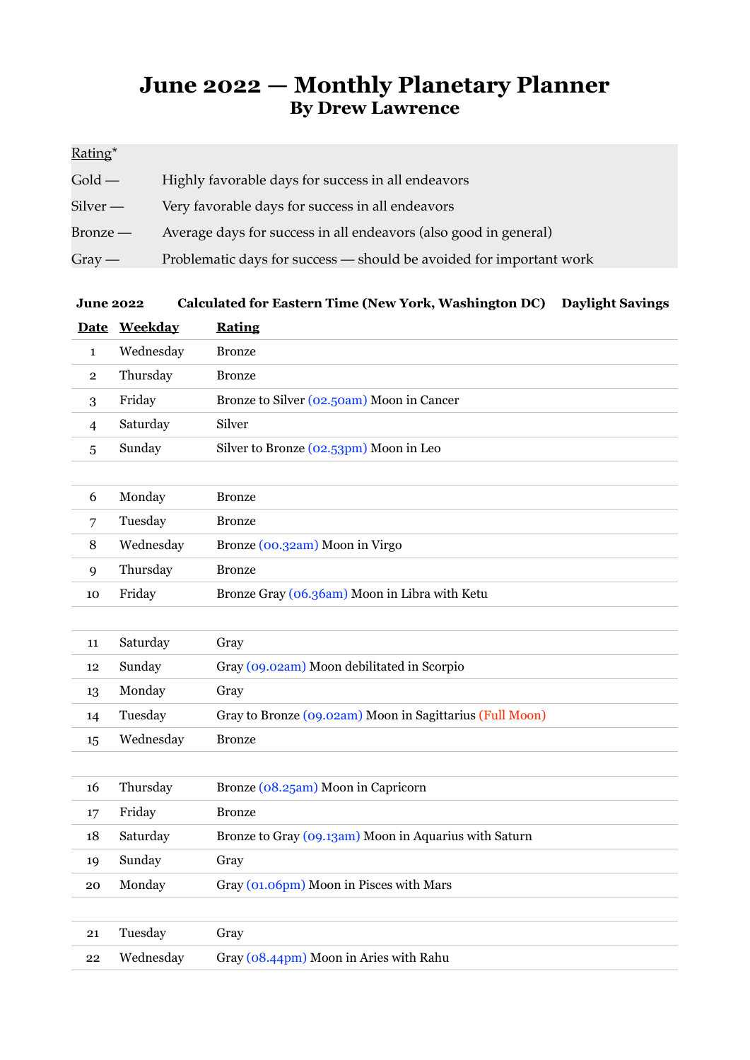# June 2022 — Monthly Planetary Planner
## By Drew Lawrence

Rating*

| | |
|---|---|
| Gold — | Highly favorable days for success in all endeavors |
| Silver — | Very favorable days for success in all endeavors |
| Bronze — | Average days for success in all endeavors (also good in general) |
| Gray — | Problematic days for success — should be avoided for important work |

**June 2022** **Calculated for Eastern Time (New York, Washington DC)** **Daylight Savings**

| Date | Weekday | Rating |
|---|---|---|
| 1 | Wednesday | Bronze |
| 2 | Thursday | Bronze |
| 3 | Friday | Bronze to Silver (02.50am) Moon in Cancer |
| 4 | Saturday | Silver |
| 5 | Sunday | Silver to Bronze (02.53pm) Moon in Leo |
| 6 | Monday | Bronze |
| 7 | Tuesday | Bronze |
| 8 | Wednesday | Bronze (00.32am) Moon in Virgo |
| 9 | Thursday | Bronze |
| 10 | Friday | Bronze Gray (06.36am) Moon in Libra with Ketu |
| 11 | Saturday | Gray |
| 12 | Sunday | Gray (09.02am) Moon debilitated in Scorpio |
| 13 | Monday | Gray |
| 14 | Tuesday | Gray to Bronze (09.02am) Moon in Sagittarius (Full Moon) |
| 15 | Wednesday | Bronze |
| 16 | Thursday | Bronze (08.25am) Moon in Capricorn |
| 17 | Friday | Bronze |
| 18 | Saturday | Bronze to Gray (09.13am) Moon in Aquarius with Saturn |
| 19 | Sunday | Gray |
| 20 | Monday | Gray (01.06pm) Moon in Pisces with Mars |
| 21 | Tuesday | Gray |
| 22 | Wednesday | Gray (08.44pm) Moon in Aries with Rahu |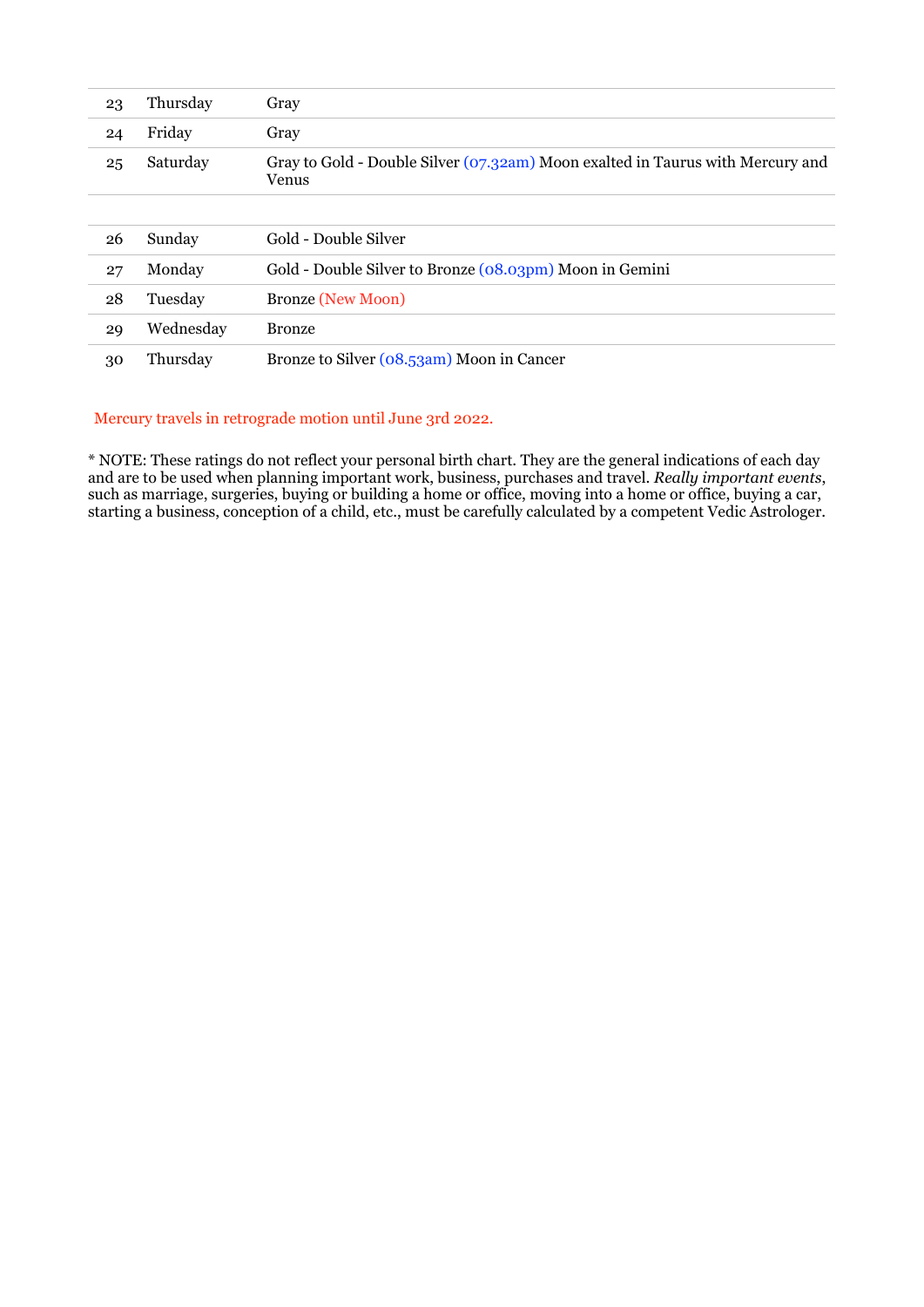| | | |
|---|---|---|
| 23 | Thursday | Gray |
| 24 | Friday | Gray |
| 25 | Saturday | Gray to Gold - Double Silver (07.32am) Moon exalted in Taurus with Mercury and Venus |

| | | |
|---|---|---|
| 26 | Sunday | Gold - Double Silver |
| 27 | Monday | Gold - Double Silver to Bronze (08.03pm) Moon in Gemini |
| 28 | Tuesday | Bronze (New Moon) |
| 29 | Wednesday | Bronze |
| 30 | Thursday | Bronze to Silver (08.53am) Moon in Cancer |

Mercury travels in retrograde motion until June 3rd 2022.

* NOTE: These ratings do not reflect your personal birth chart. They are the general indications of each day and are to be used when planning important work, business, purchases and travel. *Really important events*, such as marriage, surgeries, buying or building a home or office, moving into a home or office, buying a car, starting a business, conception of a child, etc., must be carefully calculated by a competent Vedic Astrologer.